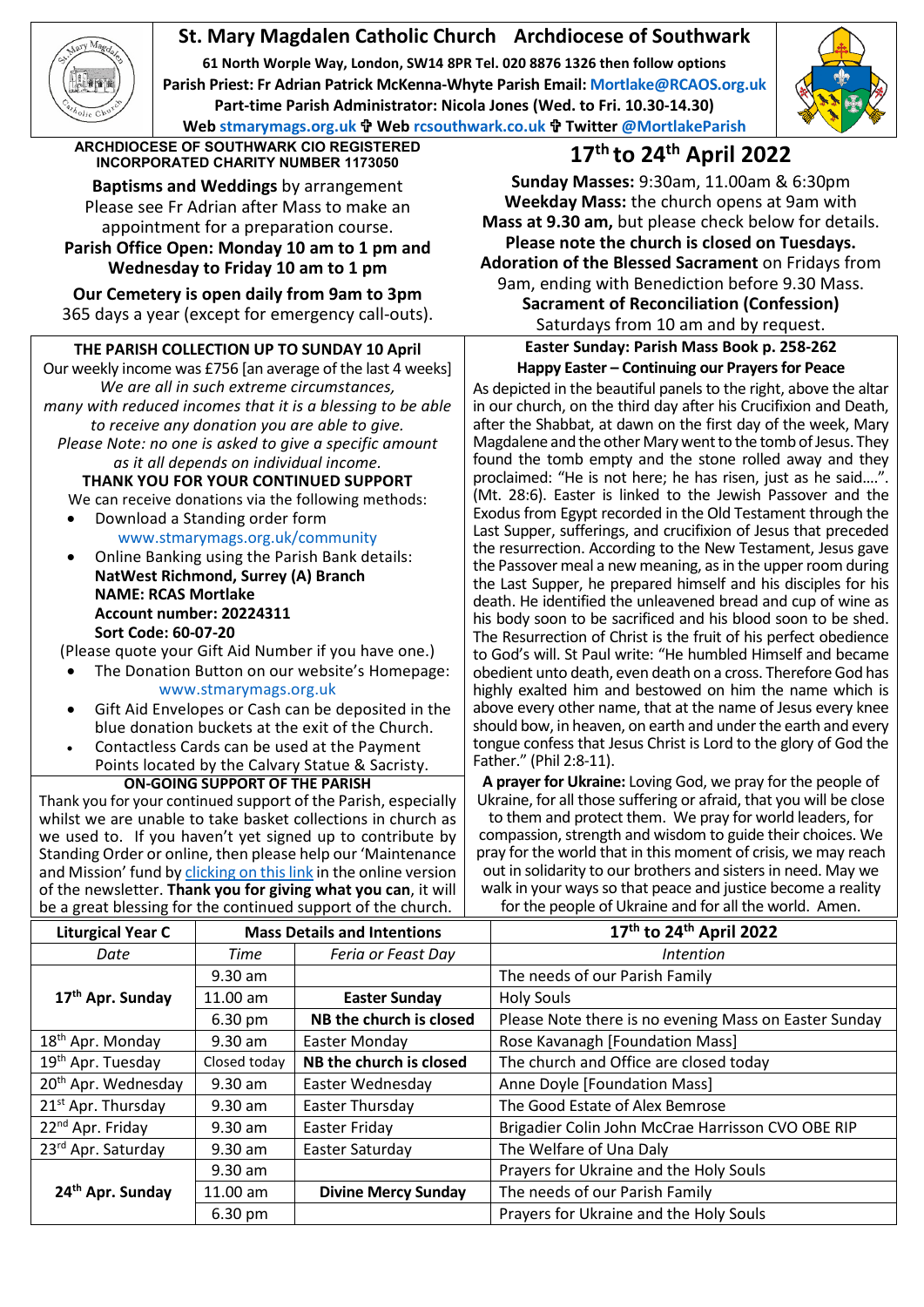# St. Mary Magdalen Catholic Church Archdiocese of Southwark

**61 North Worple Way, London, SW14 8PR Tel. 020 8876 1326 then follow options**
**Parish Priest: Fr Adrian Patrick McKenna-Whyte Parish Email: Mortlake@RCAOS.org.uk**
**Part-time Parish Administrator: Nicola Jones (Wed. to Fri. 10.30-14.30)**
**Web stmarymags.org.uk ✠ Web rcsouthwark.co.uk ✠ Twitter @MortlakeParish**

**ARCHDIOCESE OF SOUTHWARK CIO REGISTERED INCORPORATED CHARITY NUMBER 1173050**

**Baptisms and Weddings** by arrangement
Please see Fr Adrian after Mass to make an appointment for a preparation course.
**Parish Office Open: Monday 10 am to 1 pm and Wednesday to Friday 10 am to 1 pm**

**Our Cemetery is open daily from 9am to 3pm**
365 days a year (except for emergency call-outs).

## 17th to 24th April 2022

**Sunday Masses:** 9:30am, 11.00am & 6:30pm
**Weekday Mass:** the church opens at 9am with **Mass at 9.30 am,** but please check below for details.
**Please note the church is closed on Tuesdays.**
**Adoration of the Blessed Sacrament** on Fridays from 9am, ending with Benediction before 9.30 Mass.
**Sacrament of Reconciliation (Confession)**
Saturdays from 10 am and by request.

### THE PARISH COLLECTION UP TO SUNDAY 10 April

Our weekly income was £756 [an average of the last 4 weeks]
*We are all in such extreme circumstances, many with reduced incomes that it is a blessing to be able to receive any donation you are able to give.*
*Please Note: no one is asked to give a specific amount as it all depends on individual income.*

**THANK YOU FOR YOUR CONTINUED SUPPORT**

We can receive donations via the following methods:

- Download a Standing order form www.stmarymags.org.uk/community
- Online Banking using the Parish Bank details:
  **NatWest Richmond, Surrey (A) Branch**
  **NAME: RCAS Mortlake**
  **Account number: 20224311**
  **Sort Code: 60-07-20**

(Please quote your Gift Aid Number if you have one.)

- The Donation Button on our website's Homepage: www.stmarymags.org.uk
- Gift Aid Envelopes or Cash can be deposited in the blue donation buckets at the exit of the Church.
- Contactless Cards can be used at the Payment Points located by the Calvary Statue & Sacristy.

### ON-GOING SUPPORT OF THE PARISH

Thank you for your continued support of the Parish, especially whilst we are unable to take basket collections in church as we used to. If you haven't yet signed up to contribute by Standing Order or online, then please help our 'Maintenance and Mission' fund by clicking on this link in the online version of the newsletter. **Thank you for giving what you can**, it will be a great blessing for the continued support of the church.

### Easter Sunday: Parish Mass Book p. 258-262
### Happy Easter – Continuing our Prayers for Peace

As depicted in the beautiful panels to the right, above the altar in our church, on the third day after his Crucifixion and Death, after the Shabbat, at dawn on the first day of the week, Mary Magdalene and the other Mary went to the tomb of Jesus. They found the tomb empty and the stone rolled away and they proclaimed: "He is not here; he has risen, just as he said….". (Mt. 28:6). Easter is linked to the Jewish Passover and the Exodus from Egypt recorded in the Old Testament through the Last Supper, sufferings, and crucifixion of Jesus that preceded the resurrection. According to the New Testament, Jesus gave the Passover meal a new meaning, as in the upper room during the Last Supper, he prepared himself and his disciples for his death. He identified the unleavened bread and cup of wine as his body soon to be sacrificed and his blood soon to be shed. The Resurrection of Christ is the fruit of his perfect obedience to God's will. St Paul write: "He humbled Himself and became obedient unto death, even death on a cross. Therefore God has highly exalted him and bestowed on him the name which is above every other name, that at the name of Jesus every knee should bow, in heaven, on earth and under the earth and every tongue confess that Jesus Christ is Lord to the glory of God the Father." (Phil 2:8-11).

**A prayer for Ukraine:** Loving God, we pray for the people of Ukraine, for all those suffering or afraid, that you will be close to them and protect them. We pray for world leaders, for compassion, strength and wisdom to guide their choices. We pray for the world that in this moment of crisis, we may reach out in solidarity to our brothers and sisters in need. May we walk in your ways so that peace and justice become a reality for the people of Ukraine and for all the world. Amen.

| Liturgical Year C | Mass Details and Intentions | | 17th to 24th April 2022 |
|---|---|---|---|
| *Date* | *Time* | *Feria or Feast Day* | *Intention* |
| **17th Apr. Sunday** | 9.30 am | | The needs of our Parish Family |
| | 11.00 am | **Easter Sunday** | Holy Souls |
| | 6.30 pm | **NB the church is closed** | Please Note there is no evening Mass on Easter Sunday |
| 18th Apr. Monday | 9.30 am | Easter Monday | Rose Kavanagh [Foundation Mass] |
| 19th Apr. Tuesday | Closed today | **NB the church is closed** | The church and Office are closed today |
| 20th Apr. Wednesday | 9.30 am | Easter Wednesday | Anne Doyle [Foundation Mass] |
| 21st Apr. Thursday | 9.30 am | Easter Thursday | The Good Estate of Alex Bemrose |
| 22nd Apr. Friday | 9.30 am | Easter Friday | Brigadier Colin John McCrae Harrisson CVO OBE RIP |
| 23rd Apr. Saturday | 9.30 am | Easter Saturday | The Welfare of Una Daly |
| **24th Apr. Sunday** | 9.30 am | | Prayers for Ukraine and the Holy Souls |
| | 11.00 am | **Divine Mercy Sunday** | The needs of our Parish Family |
| | 6.30 pm | | Prayers for Ukraine and the Holy Souls |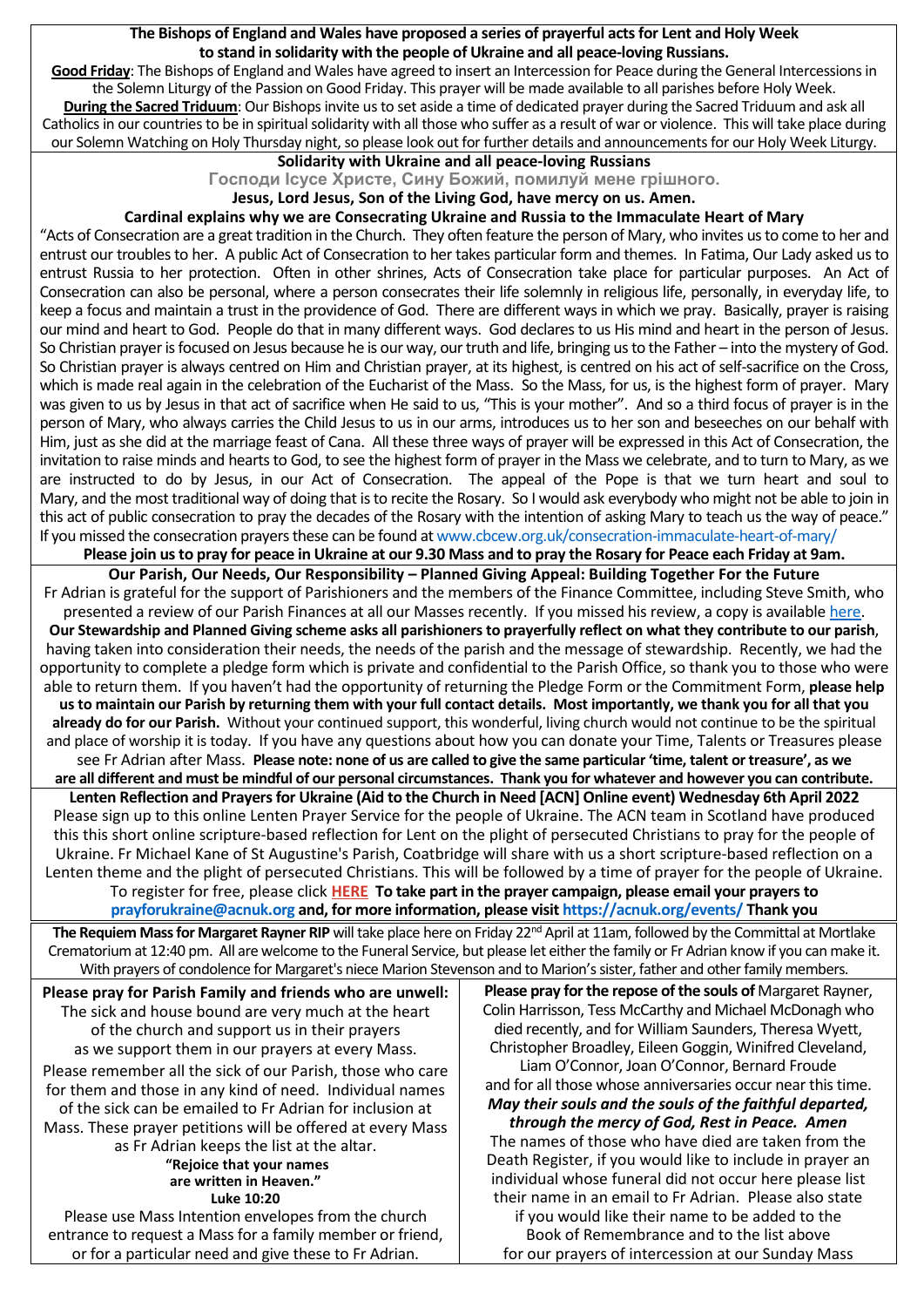**The Bishops of England and Wales have proposed a series of prayerful acts for Lent and Holy Week to stand in solidarity with the people of Ukraine and all peace-loving Russians.**

**Good Friday**: The Bishops of England and Wales have agreed to insert an Intercession for Peace during the General Intercessions in the Solemn Liturgy of the Passion on Good Friday. This prayer will be made available to all parishes before Holy Week.

**During the Sacred Triduum**: Our Bishops invite us to set aside a time of dedicated prayer during the Sacred Triduum and ask all Catholics in our countries to be in spiritual solidarity with all those who suffer as a result of war or violence. This will take place during our Solemn Watching on Holy Thursday night, so please look out for further details and announcements for our Holy Week Liturgy.

**Solidarity with Ukraine and all peace-loving Russians**

**Господи Ісусе Христе, Сину Божий, помилуй мене грішного.**

**Jesus, Lord Jesus, Son of the Living God, have mercy on us. Amen.**

**Cardinal explains why we are Consecrating Ukraine and Russia to the Immaculate Heart of Mary**

"Acts of Consecration are a great tradition in the Church. They often feature the person of Mary, who invites us to come to her and entrust our troubles to her. A public Act of Consecration to her takes particular form and themes. In Fatima, Our Lady asked us to entrust Russia to her protection. Often in other shrines, Acts of Consecration take place for particular purposes. An Act of Consecration can also be personal, where a person consecrates their life solemnly in religious life, personally, in everyday life, to keep a focus and maintain a trust in the providence of God. There are different ways in which we pray. Basically, prayer is raising our mind and heart to God. People do that in many different ways. God declares to us His mind and heart in the person of Jesus. So Christian prayer is focused on Jesus because he is our way, our truth and life, bringing us to the Father – into the mystery of God. So Christian prayer is always centred on Him and Christian prayer, at its highest, is centred on his act of self-sacrifice on the Cross, which is made real again in the celebration of the Eucharist of the Mass. So the Mass, for us, is the highest form of prayer. Mary was given to us by Jesus in that act of sacrifice when He said to us, "This is your mother". And so a third focus of prayer is in the person of Mary, who always carries the Child Jesus to us in our arms, introduces us to her son and beseeches on our behalf with Him, just as she did at the marriage feast of Cana. All these three ways of prayer will be expressed in this Act of Consecration, the invitation to raise minds and hearts to God, to see the highest form of prayer in the Mass we celebrate, and to turn to Mary, as we are instructed to do by Jesus, in our Act of Consecration. The appeal of the Pope is that we turn heart and soul to Mary, and the most traditional way of doing that is to recite the Rosary. So I would ask everybody who might not be able to join in this act of public consecration to pray the decades of the Rosary with the intention of asking Mary to teach us the way of peace."
If you missed the consecration prayers these can be found at www.cbcew.org.uk/consecration-immaculate-heart-of-mary/

**Please join us to pray for peace in Ukraine at our 9.30 Mass and to pray the Rosary for Peace each Friday at 9am.**

**Our Parish, Our Needs, Our Responsibility – Planned Giving Appeal: Building Together For the Future**

Fr Adrian is grateful for the support of Parishioners and the members of the Finance Committee, including Steve Smith, who presented a review of our Parish Finances at all our Masses recently. If you missed his review, a copy is available here.
**Our Stewardship and Planned Giving scheme asks all parishioners to prayerfully reflect on what they contribute to our parish**, having taken into consideration their needs, the needs of the parish and the message of stewardship. Recently, we had the opportunity to complete a pledge form which is private and confidential to the Parish Office, so thank you to those who were able to return them. If you haven't had the opportunity of returning the Pledge Form or the Commitment Form, **please help us to maintain our Parish by returning them with your full contact details. Most importantly, we thank you for all that you already do for our Parish.** Without your continued support, this wonderful, living church would not continue to be the spiritual and place of worship it is today. If you have any questions about how you can donate your Time, Talents or Treasures please see Fr Adrian after Mass. **Please note: none of us are called to give the same particular 'time, talent or treasure', as we are all different and must be mindful of our personal circumstances. Thank you for whatever and however you can contribute.**

**Lenten Reflection and Prayers for Ukraine (Aid to the Church in Need [ACN] Online event) Wednesday 6th April 2022**

Please sign up to this online Lenten Prayer Service for the people of Ukraine. The ACN team in Scotland have produced this short online scripture-based reflection for Lent on the plight of persecuted Christians to pray for the people of Ukraine. Fr Michael Kane of St Augustine's Parish, Coatbridge will share with us a short scripture-based reflection on a Lenten theme and the plight of persecuted Christians. This will be followed by a time of prayer for the people of Ukraine. To register for free, please click **HERE** **To take part in the prayer campaign, please email your prayers to prayforukraine@acnuk.org and, for more information, please visit https://acnuk.org/events/ Thank you**

**The Requiem Mass for Margaret Rayner RIP** will take place here on Friday 22nd April at 11am, followed by the Committal at Mortlake Crematorium at 12:40 pm. All are welcome to the Funeral Service, but please let either the family or Fr Adrian know if you can make it. With prayers of condolence for Margaret's niece Marion Stevenson and to Marion's sister, father and other family members.

**Please pray for Parish Family and friends who are unwell:**
The sick and house bound are very much at the heart of the church and support us in their prayers as we support them in our prayers at every Mass.
Please remember all the sick of our Parish, those who care for them and those in any kind of need. Individual names of the sick can be emailed to Fr Adrian for inclusion at Mass. These prayer petitions will be offered at every Mass as Fr Adrian keeps the list at the altar.

**"Rejoice that your names are written in Heaven."**
**Luke 10:20**

Please use Mass Intention envelopes from the church entrance to request a Mass for a family member or friend, or for a particular need and give these to Fr Adrian.

**Please pray for the repose of the souls of** Margaret Rayner, Colin Harrisson, Tess McCarthy and Michael McDonagh who died recently, and for William Saunders, Theresa Wyett, Christopher Broadley, Eileen Goggin, Winifred Cleveland, Liam O'Connor, Joan O'Connor, Bernard Froude and for all those whose anniversaries occur near this time.
***May their souls and the souls of the faithful departed, through the mercy of God, Rest in Peace. Amen***
The names of those who have died are taken from the Death Register, if you would like to include in prayer an individual whose funeral did not occur here please list their name in an email to Fr Adrian. Please also state if you would like their name to be added to the Book of Remembrance and to the list above for our prayers of intercession at our Sunday Mass